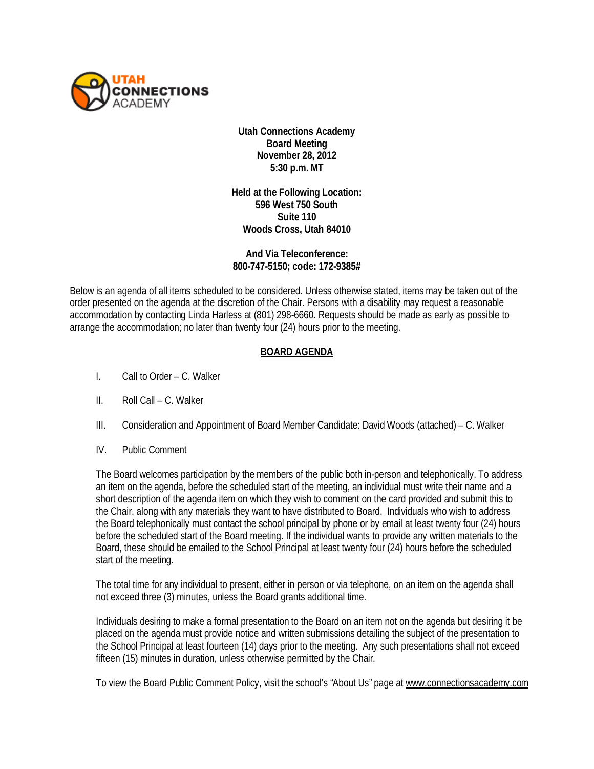**Utah Connections Academy**
**Board Meeting**
**November 28, 2012**
**5:30 p.m. MT**

**Held at the Following Location:**
**596 West 750 South**
**Suite 110**
**Woods Cross, Utah 84010**

**And Via Teleconference:**
**800-747-5150; code: 172-9385#**

Below is an agenda of all items scheduled to be considered. Unless otherwise stated, items may be taken out of the order presented on the agenda at the discretion of the Chair. Persons with a disability may request a reasonable accommodation by contacting Linda Harless at (801) 298-6660. Requests should be made as early as possible to arrange the accommodation; no later than twenty four (24) hours prior to the meeting.

## BOARD AGENDA

I. Call to Order – C. Walker

II. Roll Call – C. Walker

III. Consideration and Appointment of Board Member Candidate: David Woods (attached) – C. Walker

IV. Public Comment

The Board welcomes participation by the members of the public both in-person and telephonically. To address an item on the agenda, before the scheduled start of the meeting, an individual must write their name and a short description of the agenda item on which they wish to comment on the card provided and submit this to the Chair, along with any materials they want to have distributed to Board. Individuals who wish to address the Board telephonically must contact the school principal by phone or by email at least twenty four (24) hours before the scheduled start of the Board meeting. If the individual wants to provide any written materials to the Board, these should be emailed to the School Principal at least twenty four (24) hours before the scheduled start of the meeting.

The total time for any individual to present, either in person or via telephone, on an item on the agenda shall not exceed three (3) minutes, unless the Board grants additional time.

Individuals desiring to make a formal presentation to the Board on an item not on the agenda but desiring it be placed on the agenda must provide notice and written submissions detailing the subject of the presentation to the School Principal at least fourteen (14) days prior to the meeting. Any such presentations shall not exceed fifteen (15) minutes in duration, unless otherwise permitted by the Chair.

To view the Board Public Comment Policy, visit the school's "About Us" page at www.connectionsacademy.com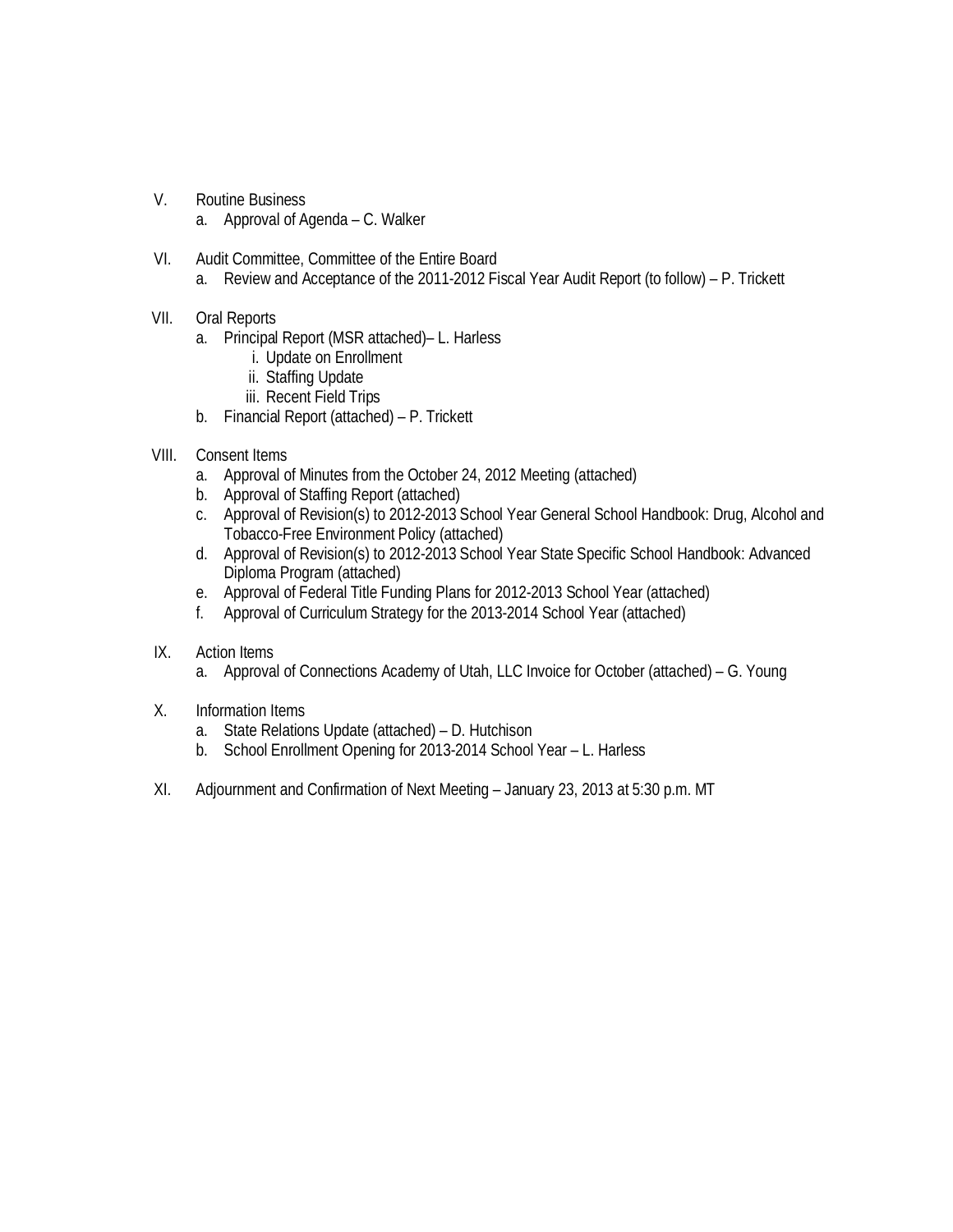V. Routine Business
   a. Approval of Agenda – C. Walker

VI. Audit Committee, Committee of the Entire Board
   a. Review and Acceptance of the 2011-2012 Fiscal Year Audit Report (to follow) – P. Trickett

VII. Oral Reports
   a. Principal Report (MSR attached)– L. Harless
      i. Update on Enrollment
      ii. Staffing Update
      iii. Recent Field Trips
   b. Financial Report (attached) – P. Trickett

VIII. Consent Items
   a. Approval of Minutes from the October 24, 2012 Meeting (attached)
   b. Approval of Staffing Report (attached)
   c. Approval of Revision(s) to 2012-2013 School Year General School Handbook: Drug, Alcohol and Tobacco-Free Environment Policy (attached)
   d. Approval of Revision(s) to 2012-2013 School Year State Specific School Handbook: Advanced Diploma Program (attached)
   e. Approval of Federal Title Funding Plans for 2012-2013 School Year (attached)
   f. Approval of Curriculum Strategy for the 2013-2014 School Year (attached)

IX. Action Items
   a. Approval of Connections Academy of Utah, LLC Invoice for October (attached) – G. Young

X. Information Items
   a. State Relations Update (attached) – D. Hutchison
   b. School Enrollment Opening for 2013-2014 School Year – L. Harless

XI. Adjournment and Confirmation of Next Meeting – January 23, 2013 at 5:30 p.m. MT